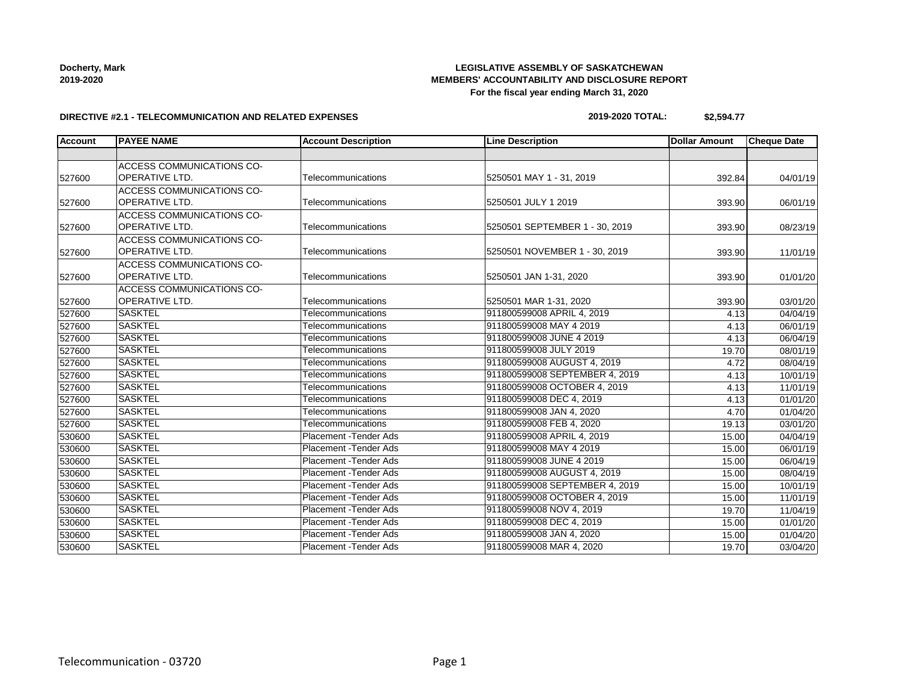**Docherty, Mark**
**2019-2020**

**LEGISLATIVE ASSEMBLY OF SASKATCHEWAN**
**MEMBERS' ACCOUNTABILITY AND DISCLOSURE REPORT**
**For the fiscal year ending March 31, 2020**

**DIRECTIVE #2.1 - TELECOMMUNICATION AND RELATED EXPENSES**

**2019-2020 TOTAL: $2,594.77**

| Account | PAYEE NAME | Account Description | Line Description | Dollar Amount | Cheque Date |
|---|---|---|---|---|---|
| | | | | | |
| 527600 | ACCESS COMMUNICATIONS CO-OPERATIVE LTD. | Telecommunications | 5250501 MAY 1 - 31, 2019 | 392.84 | 04/01/19 |
| 527600 | ACCESS COMMUNICATIONS CO-OPERATIVE LTD. | Telecommunications | 5250501 JULY 1 2019 | 393.90 | 06/01/19 |
| 527600 | ACCESS COMMUNICATIONS CO-OPERATIVE LTD. | Telecommunications | 5250501 SEPTEMBER 1 - 30, 2019 | 393.90 | 08/23/19 |
| 527600 | ACCESS COMMUNICATIONS CO-OPERATIVE LTD. | Telecommunications | 5250501 NOVEMBER 1 - 30, 2019 | 393.90 | 11/01/19 |
| 527600 | ACCESS COMMUNICATIONS CO-OPERATIVE LTD. | Telecommunications | 5250501 JAN 1-31, 2020 | 393.90 | 01/01/20 |
| 527600 | ACCESS COMMUNICATIONS CO-OPERATIVE LTD. | Telecommunications | 5250501 MAR 1-31, 2020 | 393.90 | 03/01/20 |
| 527600 | SASKTEL | Telecommunications | 911800599008 APRIL 4, 2019 | 4.13 | 04/04/19 |
| 527600 | SASKTEL | Telecommunications | 911800599008 MAY 4 2019 | 4.13 | 06/01/19 |
| 527600 | SASKTEL | Telecommunications | 911800599008 JUNE 4 2019 | 4.13 | 06/04/19 |
| 527600 | SASKTEL | Telecommunications | 911800599008 JULY 2019 | 19.70 | 08/01/19 |
| 527600 | SASKTEL | Telecommunications | 911800599008 AUGUST 4, 2019 | 4.72 | 08/04/19 |
| 527600 | SASKTEL | Telecommunications | 911800599008 SEPTEMBER 4, 2019 | 4.13 | 10/01/19 |
| 527600 | SASKTEL | Telecommunications | 911800599008 OCTOBER 4, 2019 | 4.13 | 11/01/19 |
| 527600 | SASKTEL | Telecommunications | 911800599008 DEC 4, 2019 | 4.13 | 01/01/20 |
| 527600 | SASKTEL | Telecommunications | 911800599008 JAN 4, 2020 | 4.70 | 01/04/20 |
| 527600 | SASKTEL | Telecommunications | 911800599008 FEB 4, 2020 | 19.13 | 03/01/20 |
| 530600 | SASKTEL | Placement -Tender Ads | 911800599008 APRIL 4, 2019 | 15.00 | 04/04/19 |
| 530600 | SASKTEL | Placement -Tender Ads | 911800599008 MAY 4 2019 | 15.00 | 06/01/19 |
| 530600 | SASKTEL | Placement -Tender Ads | 911800599008 JUNE 4 2019 | 15.00 | 06/04/19 |
| 530600 | SASKTEL | Placement -Tender Ads | 911800599008 AUGUST 4, 2019 | 15.00 | 08/04/19 |
| 530600 | SASKTEL | Placement -Tender Ads | 911800599008 SEPTEMBER 4, 2019 | 15.00 | 10/01/19 |
| 530600 | SASKTEL | Placement -Tender Ads | 911800599008 OCTOBER 4, 2019 | 15.00 | 11/01/19 |
| 530600 | SASKTEL | Placement -Tender Ads | 911800599008 NOV 4, 2019 | 19.70 | 11/04/19 |
| 530600 | SASKTEL | Placement -Tender Ads | 911800599008 DEC 4, 2019 | 15.00 | 01/01/20 |
| 530600 | SASKTEL | Placement -Tender Ads | 911800599008 JAN 4, 2020 | 15.00 | 01/04/20 |
| 530600 | SASKTEL | Placement -Tender Ads | 911800599008 MAR 4, 2020 | 19.70 | 03/04/20 |

Telecommunication - 03720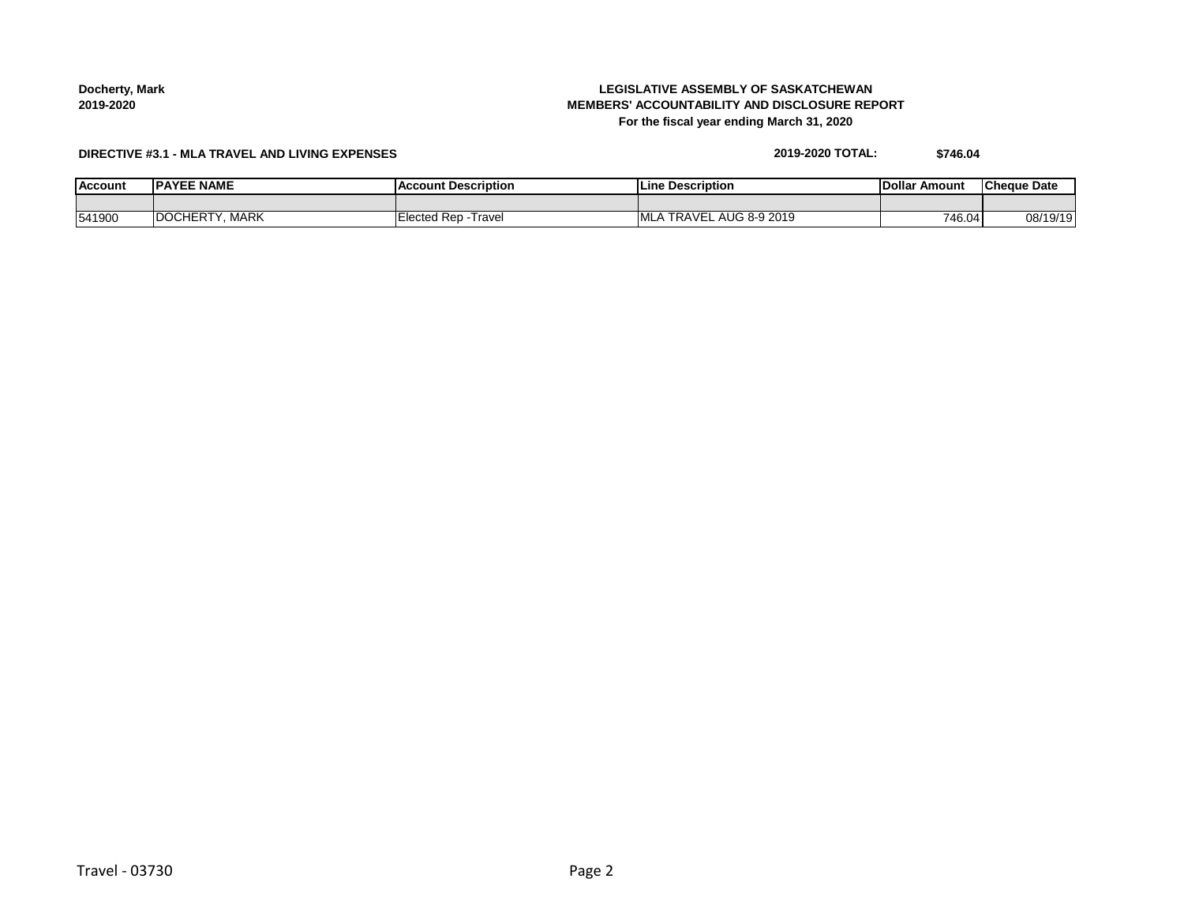Docherty, Mark
2019-2020

**LEGISLATIVE ASSEMBLY OF SASKATCHEWAN**
**MEMBERS' ACCOUNTABILITY AND DISCLOSURE REPORT**
**For the fiscal year ending March 31, 2020**

**DIRECTIVE #3.1 - MLA TRAVEL AND LIVING EXPENSES**

**2019-2020 TOTAL: $746.04**

| Account | PAYEE NAME | Account Description | Line Description | Dollar Amount | Cheque Date |
|---|---|---|---|---|---|
| | | | | | |
| 541900 | DOCHERTY, MARK | Elected Rep -Travel | MLA TRAVEL AUG 8-9 2019 | 746.04 | 08/19/19 |

Travel - 03730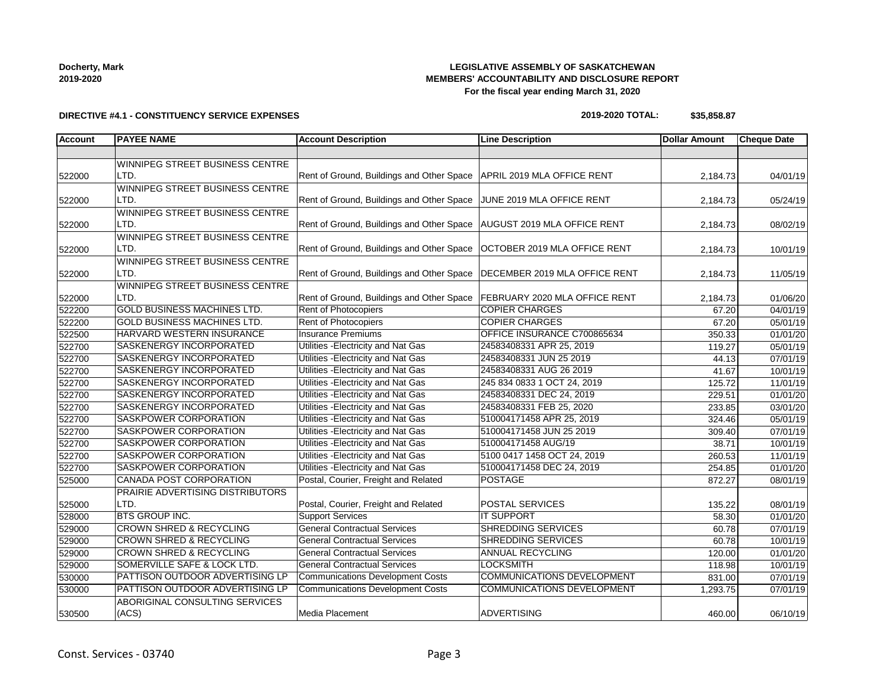**Docherty, Mark**
**2019-2020**

**LEGISLATIVE ASSEMBLY OF SASKATCHEWAN**
**MEMBERS' ACCOUNTABILITY AND DISCLOSURE REPORT**
**For the fiscal year ending March 31, 2020**

**DIRECTIVE #4.1 - CONSTITUENCY SERVICE EXPENSES**

**2019-2020 TOTAL: $35,858.87**

| Account | PAYEE NAME | Account Description | Line Description | Dollar Amount | Cheque Date |
|---|---|---|---|---|---|
| | | | | | |
| 522000 | WINNIPEG STREET BUSINESS CENTRE LTD. | Rent of Ground, Buildings and Other Space | APRIL 2019 MLA OFFICE RENT | 2,184.73 | 04/01/19 |
| 522000 | WINNIPEG STREET BUSINESS CENTRE LTD. | Rent of Ground, Buildings and Other Space | JUNE 2019 MLA OFFICE RENT | 2,184.73 | 05/24/19 |
| 522000 | WINNIPEG STREET BUSINESS CENTRE LTD. | Rent of Ground, Buildings and Other Space | AUGUST 2019 MLA OFFICE RENT | 2,184.73 | 08/02/19 |
| 522000 | WINNIPEG STREET BUSINESS CENTRE LTD. | Rent of Ground, Buildings and Other Space | OCTOBER 2019 MLA OFFICE RENT | 2,184.73 | 10/01/19 |
| 522000 | WINNIPEG STREET BUSINESS CENTRE LTD. | Rent of Ground, Buildings and Other Space | DECEMBER 2019 MLA OFFICE RENT | 2,184.73 | 11/05/19 |
| 522000 | WINNIPEG STREET BUSINESS CENTRE LTD. | Rent of Ground, Buildings and Other Space | FEBRUARY 2020 MLA OFFICE RENT | 2,184.73 | 01/06/20 |
| 522200 | GOLD BUSINESS MACHINES LTD. | Rent of Photocopiers | COPIER CHARGES | 67.20 | 04/01/19 |
| 522200 | GOLD BUSINESS MACHINES LTD. | Rent of Photocopiers | COPIER CHARGES | 67.20 | 05/01/19 |
| 522500 | HARVARD WESTERN INSURANCE | Insurance Premiums | OFFICE INSURANCE C700865634 | 350.33 | 01/01/20 |
| 522700 | SASKENERGY INCORPORATED | Utilities -Electricity and Nat Gas | 24583408331 APR 25, 2019 | 119.27 | 05/01/19 |
| 522700 | SASKENERGY INCORPORATED | Utilities -Electricity and Nat Gas | 24583408331 JUN 25 2019 | 44.13 | 07/01/19 |
| 522700 | SASKENERGY INCORPORATED | Utilities -Electricity and Nat Gas | 24583408331 AUG 26 2019 | 41.67 | 10/01/19 |
| 522700 | SASKENERGY INCORPORATED | Utilities -Electricity and Nat Gas | 245 834 0833 1 OCT 24, 2019 | 125.72 | 11/01/19 |
| 522700 | SASKENERGY INCORPORATED | Utilities -Electricity and Nat Gas | 24583408331 DEC 24, 2019 | 229.51 | 01/01/20 |
| 522700 | SASKENERGY INCORPORATED | Utilities -Electricity and Nat Gas | 24583408331 FEB 25, 2020 | 233.85 | 03/01/20 |
| 522700 | SASKPOWER CORPORATION | Utilities -Electricity and Nat Gas | 510004171458 APR 25, 2019 | 324.46 | 05/01/19 |
| 522700 | SASKPOWER CORPORATION | Utilities -Electricity and Nat Gas | 510004171458 JUN 25 2019 | 309.40 | 07/01/19 |
| 522700 | SASKPOWER CORPORATION | Utilities -Electricity and Nat Gas | 510004171458 AUG/19 | 38.71 | 10/01/19 |
| 522700 | SASKPOWER CORPORATION | Utilities -Electricity and Nat Gas | 5100 0417 1458 OCT 24, 2019 | 260.53 | 11/01/19 |
| 522700 | SASKPOWER CORPORATION | Utilities -Electricity and Nat Gas | 510004171458 DEC 24, 2019 | 254.85 | 01/01/20 |
| 525000 | CANADA POST CORPORATION | Postal, Courier, Freight and Related | POSTAGE | 872.27 | 08/01/19 |
| 525000 | PRAIRIE ADVERTISING DISTRIBUTORS LTD. | Postal, Courier, Freight and Related | POSTAL SERVICES | 135.22 | 08/01/19 |
| 528000 | BTS GROUP INC. | Support Services | IT SUPPORT | 58.30 | 01/01/20 |
| 529000 | CROWN SHRED & RECYCLING | General Contractual Services | SHREDDING SERVICES | 60.78 | 07/01/19 |
| 529000 | CROWN SHRED & RECYCLING | General Contractual Services | SHREDDING SERVICES | 60.78 | 10/01/19 |
| 529000 | CROWN SHRED & RECYCLING | General Contractual Services | ANNUAL RECYCLING | 120.00 | 01/01/20 |
| 529000 | SOMERVILLE SAFE & LOCK LTD. | General Contractual Services | LOCKSMITH | 118.98 | 10/01/19 |
| 530000 | PATTISON OUTDOOR ADVERTISING LP | Communications Development Costs | COMMUNICATIONS DEVELOPMENT | 831.00 | 07/01/19 |
| 530000 | PATTISON OUTDOOR ADVERTISING LP | Communications Development Costs | COMMUNICATIONS DEVELOPMENT | 1,293.75 | 07/01/19 |
| 530500 | ABORIGINAL CONSULTING SERVICES (ACS) | Media Placement | ADVERTISING | 460.00 | 06/10/19 |

Const. Services - 03740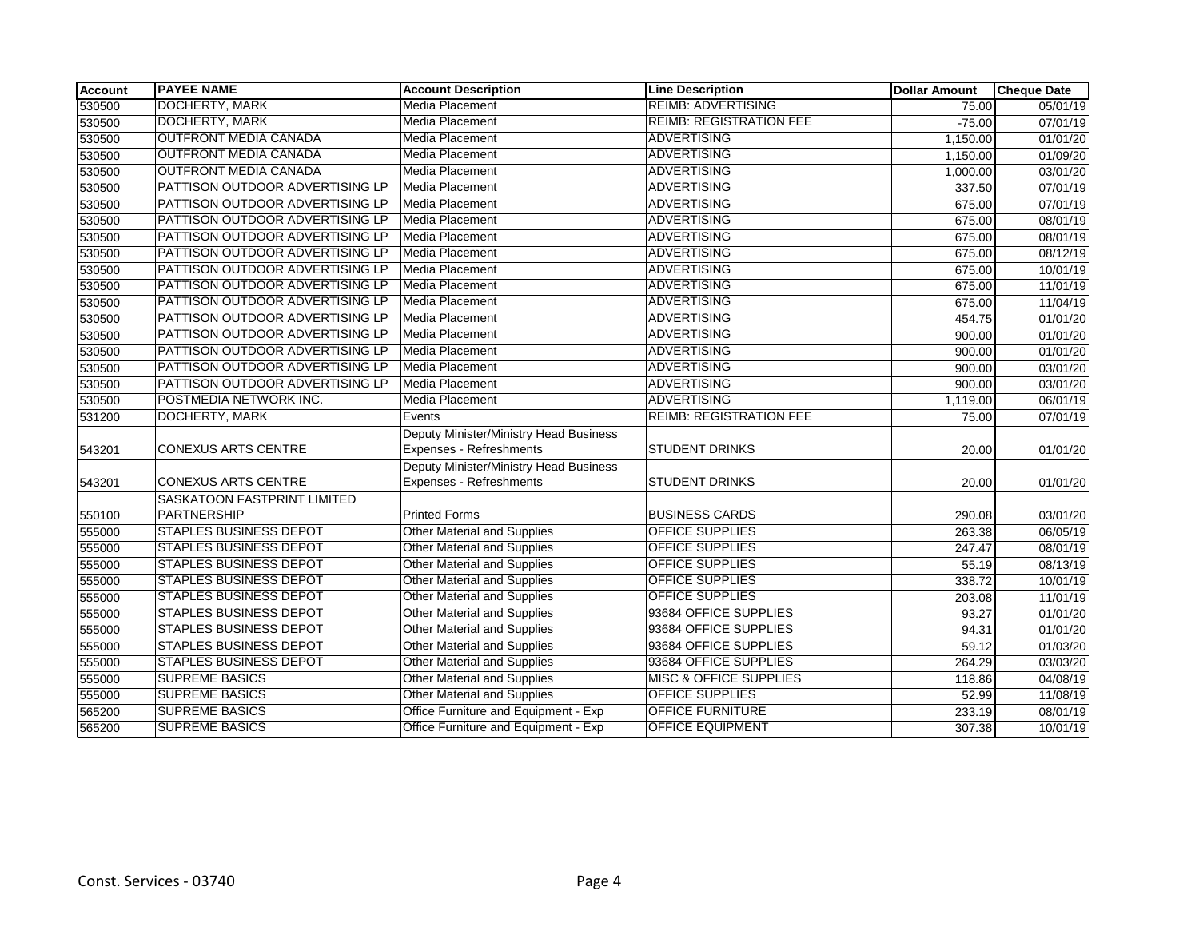| Account | PAYEE NAME | Account Description | Line Description | Dollar Amount | Cheque Date |
|---|---|---|---|---|---|
| 530500 | DOCHERTY, MARK | Media Placement | REIMB: ADVERTISING | 75.00 | 05/01/19 |
| 530500 | DOCHERTY, MARK | Media Placement | REIMB: REGISTRATION FEE | -75.00 | 07/01/19 |
| 530500 | OUTFRONT MEDIA CANADA | Media Placement | ADVERTISING | 1,150.00 | 01/01/20 |
| 530500 | OUTFRONT MEDIA CANADA | Media Placement | ADVERTISING | 1,150.00 | 01/09/20 |
| 530500 | OUTFRONT MEDIA CANADA | Media Placement | ADVERTISING | 1,000.00 | 03/01/20 |
| 530500 | PATTISON OUTDOOR ADVERTISING LP | Media Placement | ADVERTISING | 337.50 | 07/01/19 |
| 530500 | PATTISON OUTDOOR ADVERTISING LP | Media Placement | ADVERTISING | 675.00 | 07/01/19 |
| 530500 | PATTISON OUTDOOR ADVERTISING LP | Media Placement | ADVERTISING | 675.00 | 08/01/19 |
| 530500 | PATTISON OUTDOOR ADVERTISING LP | Media Placement | ADVERTISING | 675.00 | 08/01/19 |
| 530500 | PATTISON OUTDOOR ADVERTISING LP | Media Placement | ADVERTISING | 675.00 | 08/12/19 |
| 530500 | PATTISON OUTDOOR ADVERTISING LP | Media Placement | ADVERTISING | 675.00 | 10/01/19 |
| 530500 | PATTISON OUTDOOR ADVERTISING LP | Media Placement | ADVERTISING | 675.00 | 11/01/19 |
| 530500 | PATTISON OUTDOOR ADVERTISING LP | Media Placement | ADVERTISING | 675.00 | 11/04/19 |
| 530500 | PATTISON OUTDOOR ADVERTISING LP | Media Placement | ADVERTISING | 454.75 | 01/01/20 |
| 530500 | PATTISON OUTDOOR ADVERTISING LP | Media Placement | ADVERTISING | 900.00 | 01/01/20 |
| 530500 | PATTISON OUTDOOR ADVERTISING LP | Media Placement | ADVERTISING | 900.00 | 01/01/20 |
| 530500 | PATTISON OUTDOOR ADVERTISING LP | Media Placement | ADVERTISING | 900.00 | 03/01/20 |
| 530500 | PATTISON OUTDOOR ADVERTISING LP | Media Placement | ADVERTISING | 900.00 | 03/01/20 |
| 530500 | POSTMEDIA NETWORK INC. | Media Placement | ADVERTISING | 1,119.00 | 06/01/19 |
| 531200 | DOCHERTY, MARK | Events | REIMB: REGISTRATION FEE | 75.00 | 07/01/19 |
| 543201 | CONEXUS ARTS CENTRE | Deputy Minister/Ministry Head Business Expenses - Refreshments | STUDENT DRINKS | 20.00 | 01/01/20 |
| 543201 | CONEXUS ARTS CENTRE | Deputy Minister/Ministry Head Business Expenses - Refreshments | STUDENT DRINKS | 20.00 | 01/01/20 |
| 550100 | SASKATOON FASTPRINT LIMITED PARTNERSHIP | Printed Forms | BUSINESS CARDS | 290.08 | 03/01/20 |
| 555000 | STAPLES BUSINESS DEPOT | Other Material and Supplies | OFFICE SUPPLIES | 263.38 | 06/05/19 |
| 555000 | STAPLES BUSINESS DEPOT | Other Material and Supplies | OFFICE SUPPLIES | 247.47 | 08/01/19 |
| 555000 | STAPLES BUSINESS DEPOT | Other Material and Supplies | OFFICE SUPPLIES | 55.19 | 08/13/19 |
| 555000 | STAPLES BUSINESS DEPOT | Other Material and Supplies | OFFICE SUPPLIES | 338.72 | 10/01/19 |
| 555000 | STAPLES BUSINESS DEPOT | Other Material and Supplies | OFFICE SUPPLIES | 203.08 | 11/01/19 |
| 555000 | STAPLES BUSINESS DEPOT | Other Material and Supplies | 93684 OFFICE SUPPLIES | 93.27 | 01/01/20 |
| 555000 | STAPLES BUSINESS DEPOT | Other Material and Supplies | 93684 OFFICE SUPPLIES | 94.31 | 01/01/20 |
| 555000 | STAPLES BUSINESS DEPOT | Other Material and Supplies | 93684 OFFICE SUPPLIES | 59.12 | 01/03/20 |
| 555000 | STAPLES BUSINESS DEPOT | Other Material and Supplies | 93684 OFFICE SUPPLIES | 264.29 | 03/03/20 |
| 555000 | SUPREME BASICS | Other Material and Supplies | MISC & OFFICE SUPPLIES | 118.86 | 04/08/19 |
| 555000 | SUPREME BASICS | Other Material and Supplies | OFFICE SUPPLIES | 52.99 | 11/08/19 |
| 565200 | SUPREME BASICS | Office Furniture and Equipment - Exp | OFFICE FURNITURE | 233.19 | 08/01/19 |
| 565200 | SUPREME BASICS | Office Furniture and Equipment - Exp | OFFICE EQUIPMENT | 307.38 | 10/01/19 |

Const. Services - 03740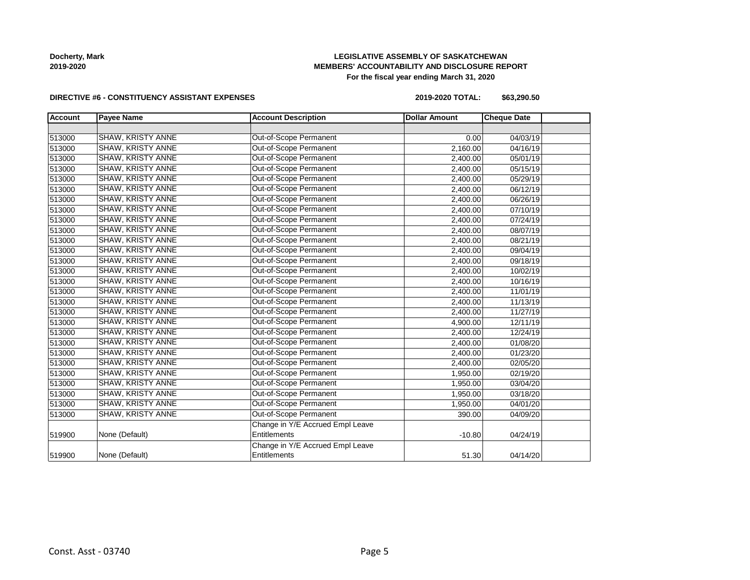**LEGISLATIVE ASSEMBLY OF SASKATCHEWAN**
**MEMBERS' ACCOUNTABILITY AND DISCLOSURE REPORT**
**For the fiscal year ending March 31, 2020**

**Docherty, Mark**
**2019-2020**

**DIRECTIVE #6 - CONSTITUENCY ASSISTANT EXPENSES** **2019-2020 TOTAL: $63,290.50**

| Account | Payee Name | Account Description | Dollar Amount | Cheque Date | |
|---|---|---|---|---|---|
| | | | | | |
| 513000 | SHAW, KRISTY ANNE | Out-of-Scope Permanent | 0.00 | 04/03/19 | |
| 513000 | SHAW, KRISTY ANNE | Out-of-Scope Permanent | 2,160.00 | 04/16/19 | |
| 513000 | SHAW, KRISTY ANNE | Out-of-Scope Permanent | 2,400.00 | 05/01/19 | |
| 513000 | SHAW, KRISTY ANNE | Out-of-Scope Permanent | 2,400.00 | 05/15/19 | |
| 513000 | SHAW, KRISTY ANNE | Out-of-Scope Permanent | 2,400.00 | 05/29/19 | |
| 513000 | SHAW, KRISTY ANNE | Out-of-Scope Permanent | 2,400.00 | 06/12/19 | |
| 513000 | SHAW, KRISTY ANNE | Out-of-Scope Permanent | 2,400.00 | 06/26/19 | |
| 513000 | SHAW, KRISTY ANNE | Out-of-Scope Permanent | 2,400.00 | 07/10/19 | |
| 513000 | SHAW, KRISTY ANNE | Out-of-Scope Permanent | 2,400.00 | 07/24/19 | |
| 513000 | SHAW, KRISTY ANNE | Out-of-Scope Permanent | 2,400.00 | 08/07/19 | |
| 513000 | SHAW, KRISTY ANNE | Out-of-Scope Permanent | 2,400.00 | 08/21/19 | |
| 513000 | SHAW, KRISTY ANNE | Out-of-Scope Permanent | 2,400.00 | 09/04/19 | |
| 513000 | SHAW, KRISTY ANNE | Out-of-Scope Permanent | 2,400.00 | 09/18/19 | |
| 513000 | SHAW, KRISTY ANNE | Out-of-Scope Permanent | 2,400.00 | 10/02/19 | |
| 513000 | SHAW, KRISTY ANNE | Out-of-Scope Permanent | 2,400.00 | 10/16/19 | |
| 513000 | SHAW, KRISTY ANNE | Out-of-Scope Permanent | 2,400.00 | 11/01/19 | |
| 513000 | SHAW, KRISTY ANNE | Out-of-Scope Permanent | 2,400.00 | 11/13/19 | |
| 513000 | SHAW, KRISTY ANNE | Out-of-Scope Permanent | 2,400.00 | 11/27/19 | |
| 513000 | SHAW, KRISTY ANNE | Out-of-Scope Permanent | 4,900.00 | 12/11/19 | |
| 513000 | SHAW, KRISTY ANNE | Out-of-Scope Permanent | 2,400.00 | 12/24/19 | |
| 513000 | SHAW, KRISTY ANNE | Out-of-Scope Permanent | 2,400.00 | 01/08/20 | |
| 513000 | SHAW, KRISTY ANNE | Out-of-Scope Permanent | 2,400.00 | 01/23/20 | |
| 513000 | SHAW, KRISTY ANNE | Out-of-Scope Permanent | 2,400.00 | 02/05/20 | |
| 513000 | SHAW, KRISTY ANNE | Out-of-Scope Permanent | 1,950.00 | 02/19/20 | |
| 513000 | SHAW, KRISTY ANNE | Out-of-Scope Permanent | 1,950.00 | 03/04/20 | |
| 513000 | SHAW, KRISTY ANNE | Out-of-Scope Permanent | 1,950.00 | 03/18/20 | |
| 513000 | SHAW, KRISTY ANNE | Out-of-Scope Permanent | 1,950.00 | 04/01/20 | |
| 513000 | SHAW, KRISTY ANNE | Out-of-Scope Permanent | 390.00 | 04/09/20 | |
| 519900 | None (Default) | Change in Y/E Accrued Empl Leave Entitlements | -10.80 | 04/24/19 | |
| 519900 | None (Default) | Change in Y/E Accrued Empl Leave Entitlements | 51.30 | 04/14/20 | |

Const. Asst - 03740